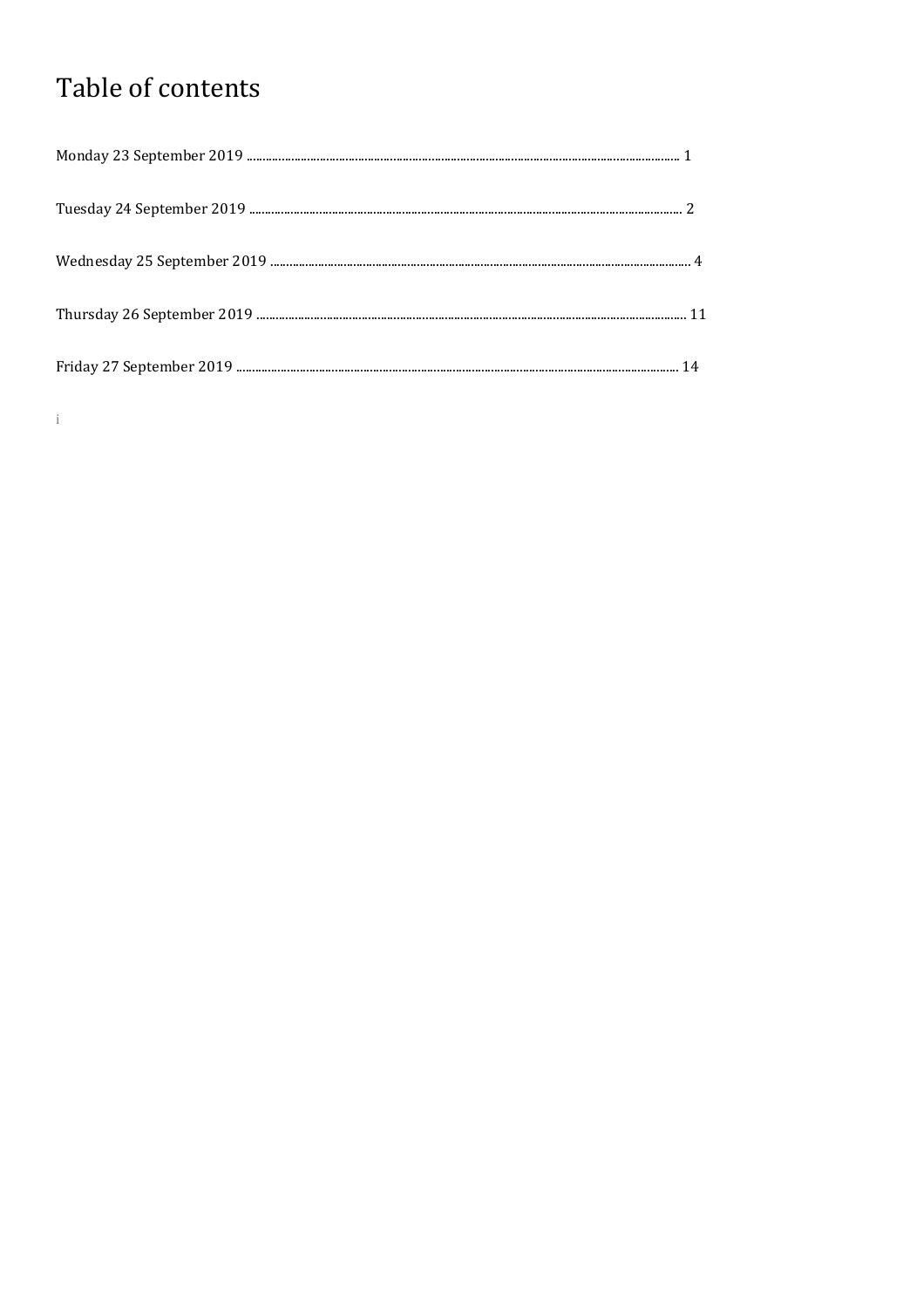# Table of contents

Monday 23 September 2019 ..... 1

Tuesday 24 September 2019 ..... 2

Wednesday 25 September 2019 ..... 4

Thursday 26 September 2019 ..... 11

Friday 27 September 2019 ..... 14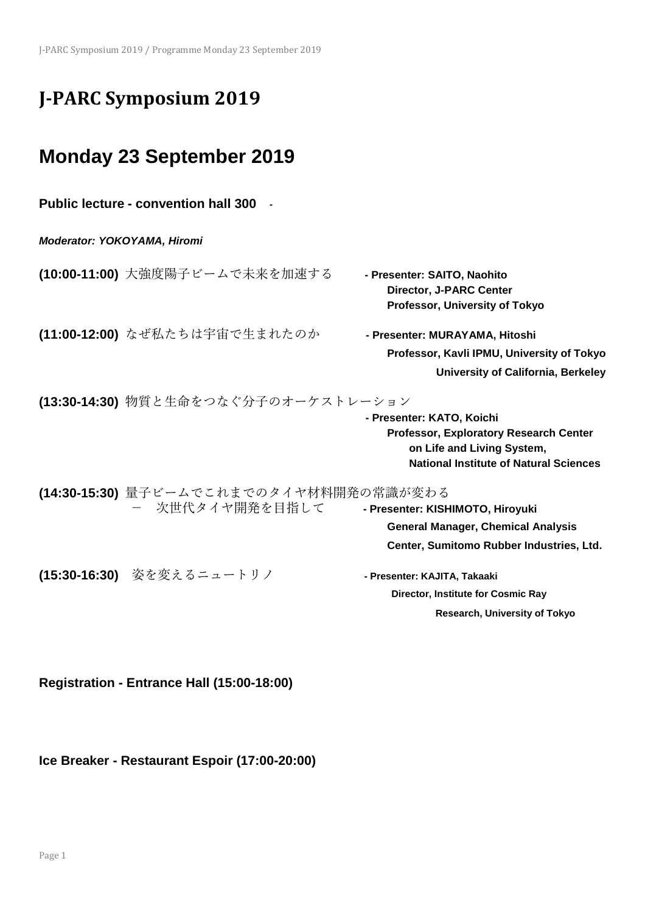# J-PARC Symposium 2019

## Monday 23 September 2019

**Public lecture - convention hall 300** -

***Moderator: YOKOYAMA, Hiromi***

**(10:00-11:00)** 大強度陽子ビームで未来を加速する **- Presenter: SAITO, Naohito**
**Director, J-PARC Center**
**Professor, University of Tokyo**

**(11:00-12:00)** なぜ私たちは宇宙で生まれたのか **- Presenter: MURAYAMA, Hitoshi**
**Professor, Kavli IPMU, University of Tokyo**
**University of California, Berkeley**

**(13:30-14:30)** 物質と生命をつなぐ分子のオーケストレーション
**- Presenter: KATO, Koichi**
**Professor, Exploratory Research Center on Life and Living System, National Institute of Natural Sciences**

**(14:30-15:30)** 量子ビームでこれまでのタイヤ材料開発の常識が変わる − 次世代タイヤ開発を目指して **- Presenter: KISHIMOTO, Hiroyuki**
**General Manager, Chemical Analysis Center, Sumitomo Rubber Industries, Ltd.**

**(15:30-16:30)** 姿を変えるニュートリノ **- Presenter: KAJITA, Takaaki**
**Director, Institute for Cosmic Ray Research, University of Tokyo**

**Registration - Entrance Hall (15:00-18:00)**

**Ice Breaker - Restaurant Espoir (17:00-20:00)**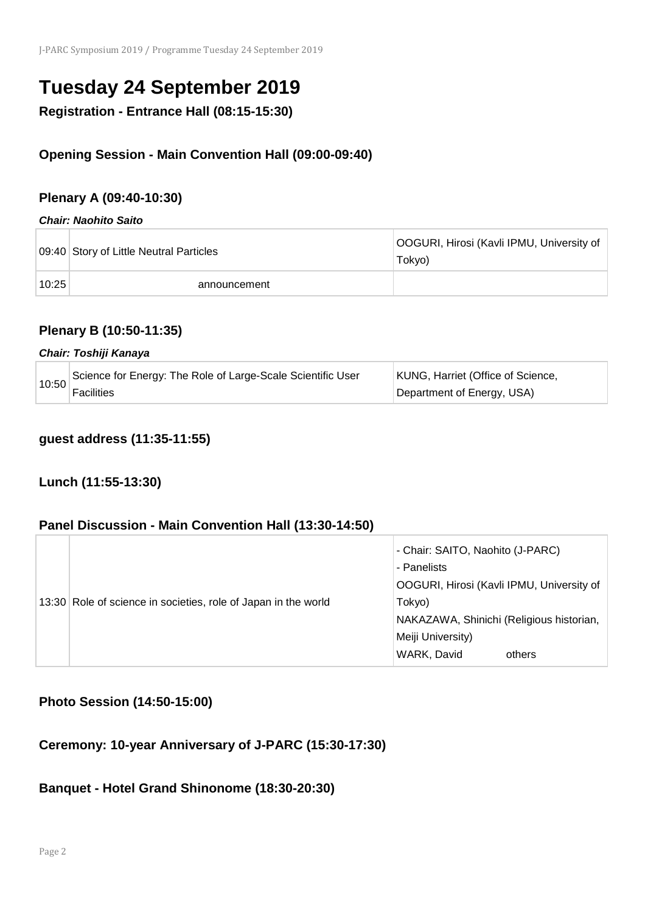# Tuesday 24 September 2019

**Registration - Entrance Hall (08:15-15:30)**

### Opening Session - Main Convention Hall (09:00-09:40)

### Plenary A (09:40-10:30)

***Chair: Naohito Saito***

| | | |
|---|---|---|
| 09:40 | Story of Little Neutral Particles | OOGURI, Hirosi (Kavli IPMU, University of Tokyo) |
| 10:25 | announcement | |

### Plenary B (10:50-11:35)

***Chair: Toshiji Kanaya***

| | | |
|---|---|---|
| 10:50 | Science for Energy: The Role of Large-Scale Scientific User Facilities | KUNG, Harriet (Office of Science, Department of Energy, USA) |

### guest address (11:35-11:55)

### Lunch (11:55-13:30)

### Panel Discussion - Main Convention Hall (13:30-14:50)

| | | |
|---|---|---|
| 13:30 | Role of science in societies, role of Japan in the world | - Chair: SAITO, Naohito (J-PARC)<br>- Panelists<br>OOGURI, Hirosi (Kavli IPMU, University of Tokyo)<br>NAKAZAWA, Shinichi (Religious historian, Meiji University)<br>WARK, David others |

### Photo Session (14:50-15:00)

### Ceremony: 10-year Anniversary of J-PARC (15:30-17:30)

### Banquet - Hotel Grand Shinonome (18:30-20:30)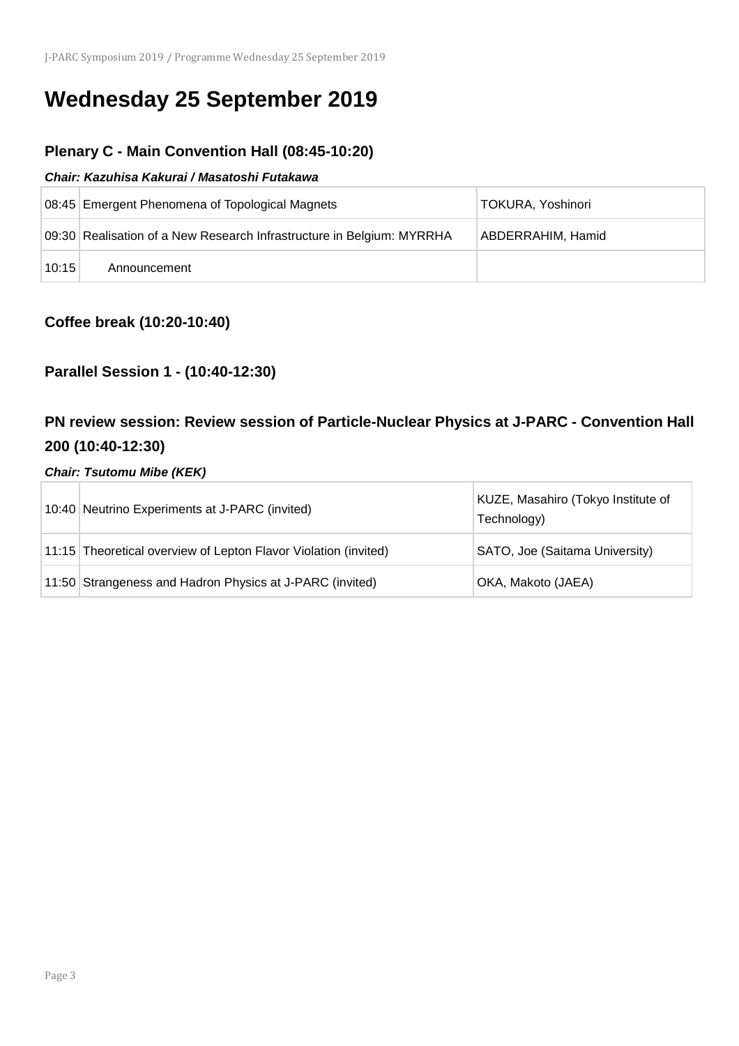# Wednesday 25 September 2019

### Plenary C - Main Convention Hall (08:45-10:20)

***Chair: Kazuhisa Kakurai / Masatoshi Futakawa***

| | | |
|---|---|---|
| 08:45 | Emergent Phenomena of Topological Magnets | TOKURA, Yoshinori |
| 09:30 | Realisation of a New Research Infrastructure in Belgium: MYRRHA | ABDERRAHIM, Hamid |
| 10:15 | Announcement | |

### Coffee break (10:20-10:40)

### Parallel Session 1 - (10:40-12:30)

### PN review session: Review session of Particle-Nuclear Physics at J-PARC - Convention Hall 200 (10:40-12:30)

***Chair: Tsutomu Mibe (KEK)***

| | | |
|---|---|---|
| 10:40 | Neutrino Experiments at J-PARC (invited) | KUZE, Masahiro (Tokyo Institute of Technology) |
| 11:15 | Theoretical overview of Lepton Flavor Violation (invited) | SATO, Joe (Saitama University) |
| 11:50 | Strangeness and Hadron Physics at J-PARC (invited) | OKA, Makoto (JAEA) |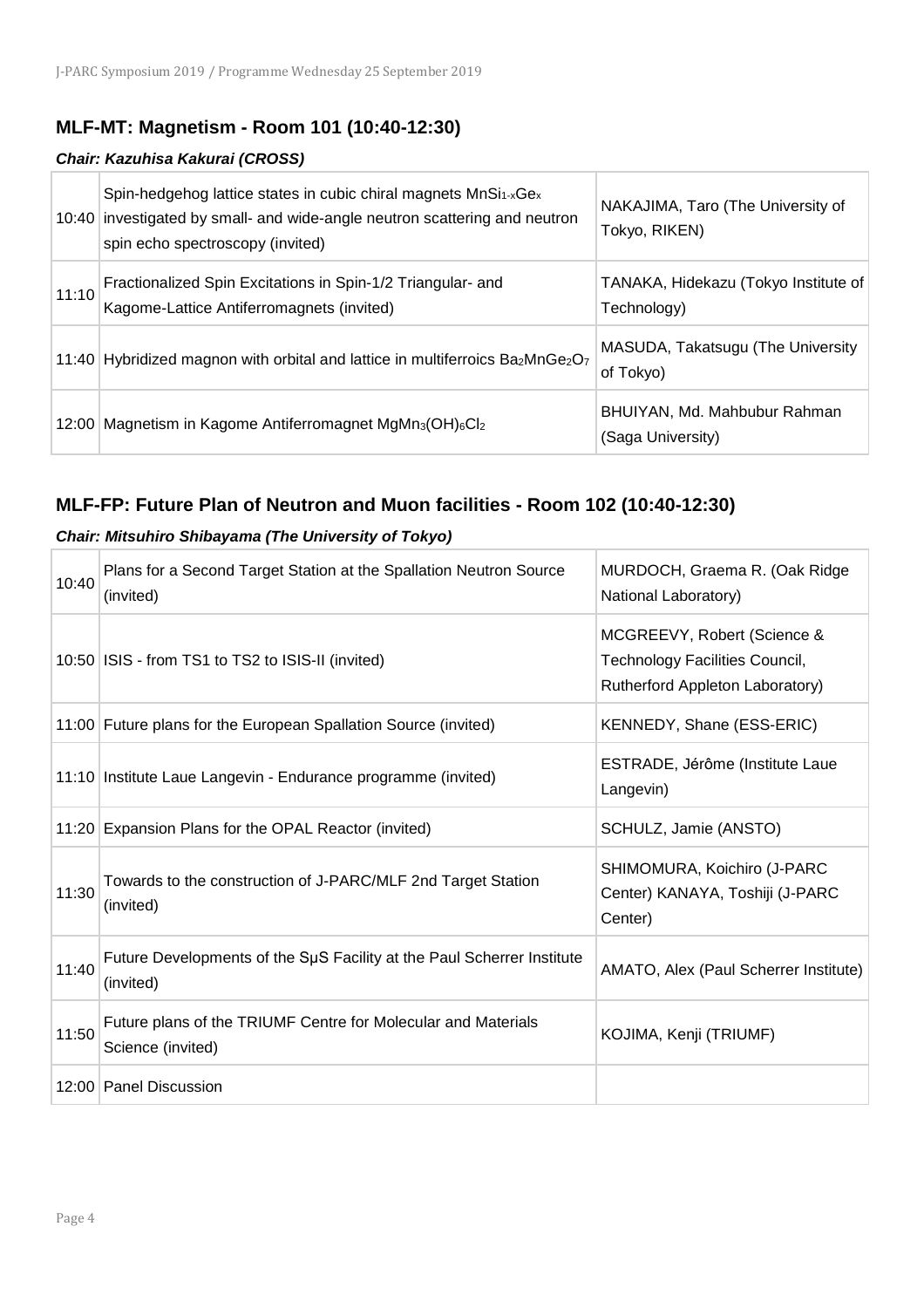## MLF-MT: Magnetism - Room 101 (10:40-12:30)

### *Chair: Kazuhisa Kakurai (CROSS)*

| | | |
|---|---|---|
| 10:40 | Spin-hedgehog lattice states in cubic chiral magnets $MnSi_{1-x}Ge_x$ investigated by small- and wide-angle neutron scattering and neutron spin echo spectroscopy (invited) | NAKAJIMA, Taro (The University of Tokyo, RIKEN) |
| 11:10 | Fractionalized Spin Excitations in Spin-1/2 Triangular- and Kagome-Lattice Antiferromagnets (invited) | TANAKA, Hidekazu (Tokyo Institute of Technology) |
| 11:40 | Hybridized magnon with orbital and lattice in multiferroics $Ba_2MnGe_2O_7$ | MASUDA, Takatsugu (The University of Tokyo) |
| 12:00 | Magnetism in Kagome Antiferromagnet $MgMn_3(OH)_6Cl_2$ | BHUIYAN, Md. Mahbubur Rahman (Saga University) |

## MLF-FP: Future Plan of Neutron and Muon facilities - Room 102 (10:40-12:30)

### *Chair: Mitsuhiro Shibayama (The University of Tokyo)*

| | | |
|---|---|---|
| 10:40 | Plans for a Second Target Station at the Spallation Neutron Source (invited) | MURDOCH, Graema R. (Oak Ridge National Laboratory) |
| 10:50 | ISIS - from TS1 to TS2 to ISIS-II (invited) | MCGREEVY, Robert (Science & Technology Facilities Council, Rutherford Appleton Laboratory) |
| 11:00 | Future plans for the European Spallation Source (invited) | KENNEDY, Shane (ESS-ERIC) |
| 11:10 | Institute Laue Langevin - Endurance programme (invited) | ESTRADE, Jérôme (Institute Laue Langevin) |
| 11:20 | Expansion Plans for the OPAL Reactor (invited) | SCHULZ, Jamie (ANSTO) |
| 11:30 | Towards to the construction of J-PARC/MLF 2nd Target Station (invited) | SHIMOMURA, Koichiro (J-PARC Center) KANAYA, Toshiji (J-PARC Center) |
| 11:40 | Future Developments of the SμS Facility at the Paul Scherrer Institute (invited) | AMATO, Alex (Paul Scherrer Institute) |
| 11:50 | Future plans of the TRIUMF Centre for Molecular and Materials Science (invited) | KOJIMA, Kenji (TRIUMF) |
| 12:00 | Panel Discussion | |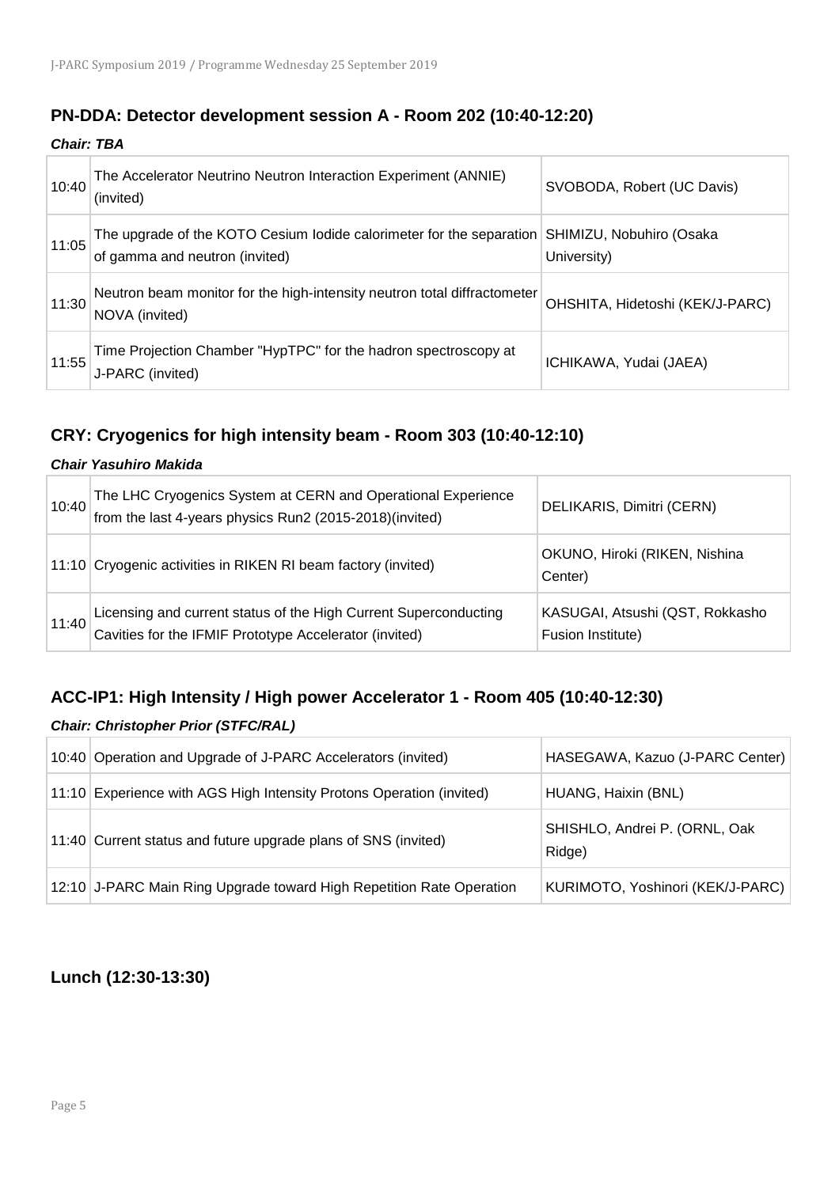## PN-DDA: Detector development session A - Room 202 (10:40-12:20)

***Chair: TBA***

| | | |
|---|---|---|
| 10:40 | The Accelerator Neutrino Neutron Interaction Experiment (ANNIE) (invited) | SVOBODA, Robert (UC Davis) |
| 11:05 | The upgrade of the KOTO Cesium Iodide calorimeter for the separation of gamma and neutron (invited) | SHIMIZU, Nobuhiro (Osaka University) |
| 11:30 | Neutron beam monitor for the high-intensity neutron total diffractometer NOVA (invited) | OHSHITA, Hidetoshi (KEK/J-PARC) |
| 11:55 | Time Projection Chamber "HypTPC" for the hadron spectroscopy at J-PARC (invited) | ICHIKAWA, Yudai (JAEA) |

## CRY: Cryogenics for high intensity beam - Room 303 (10:40-12:10)

***Chair Yasuhiro Makida***

| | | |
|---|---|---|
| 10:40 | The LHC Cryogenics System at CERN and Operational Experience from the last 4-years physics Run2 (2015-2018)(invited) | DELIKARIS, Dimitri (CERN) |
| 11:10 | Cryogenic activities in RIKEN RI beam factory (invited) | OKUNO, Hiroki (RIKEN, Nishina Center) |
| 11:40 | Licensing and current status of the High Current Superconducting Cavities for the IFMIF Prototype Accelerator (invited) | KASUGAI, Atsushi (QST, Rokkasho Fusion Institute) |

## ACC-IP1: High Intensity / High power Accelerator 1 - Room 405 (10:40-12:30)

***Chair: Christopher Prior (STFC/RAL)***

| | | |
|---|---|---|
| 10:40 | Operation and Upgrade of J-PARC Accelerators (invited) | HASEGAWA, Kazuo (J-PARC Center) |
| 11:10 | Experience with AGS High Intensity Protons Operation (invited) | HUANG, Haixin (BNL) |
| 11:40 | Current status and future upgrade plans of SNS (invited) | SHISHLO, Andrei P. (ORNL, Oak Ridge) |
| 12:10 | J-PARC Main Ring Upgrade toward High Repetition Rate Operation | KURIMOTO, Yoshinori (KEK/J-PARC) |

## Lunch (12:30-13:30)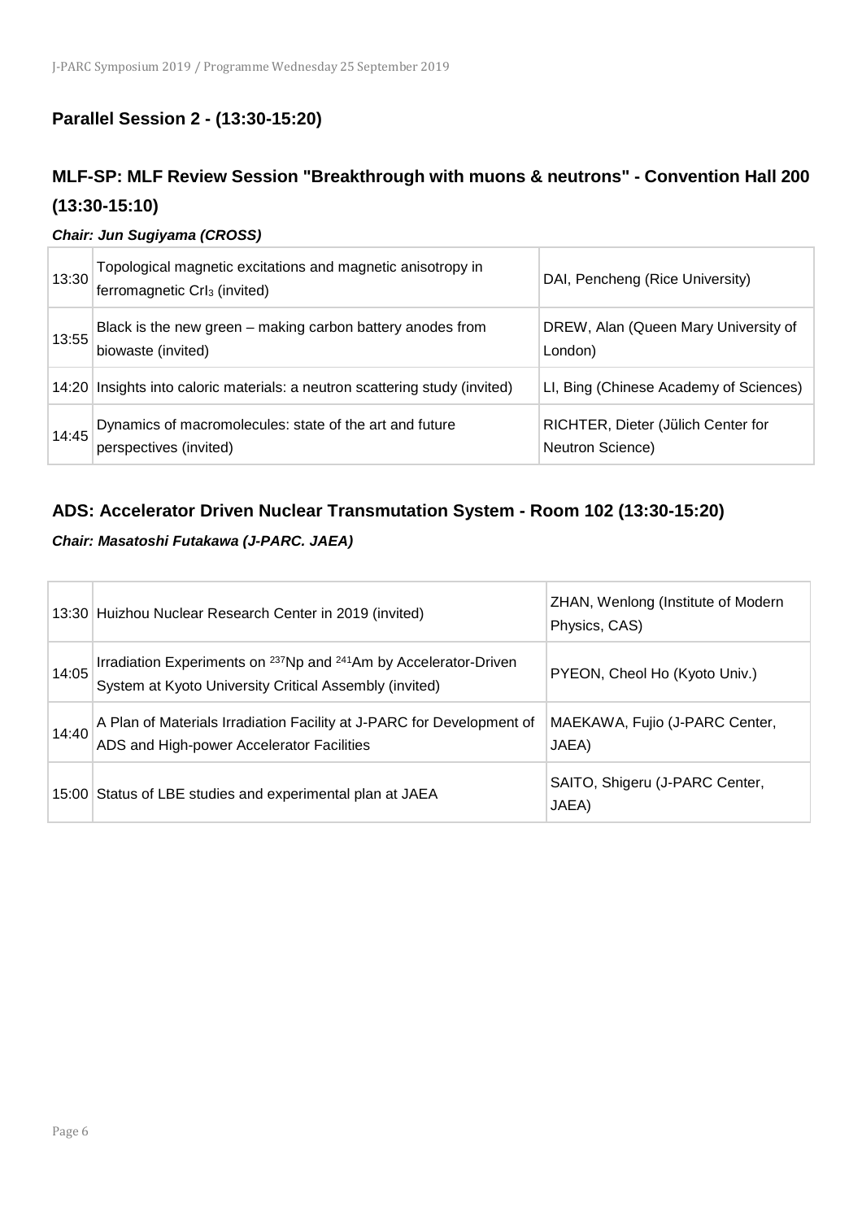## Parallel Session 2 - (13:30-15:20)

## MLF-SP: MLF Review Session "Breakthrough with muons & neutrons" - Convention Hall 200 (13:30-15:10)

***Chair: Jun Sugiyama (CROSS)***

| | | |
|---|---|---|
| 13:30 | Topological magnetic excitations and magnetic anisotropy in ferromagnetic $CrI_3$ (invited) | DAI, Pencheng (Rice University) |
| 13:55 | Black is the new green – making carbon battery anodes from biowaste (invited) | DREW, Alan (Queen Mary University of London) |
| 14:20 | Insights into caloric materials: a neutron scattering study (invited) | LI, Bing (Chinese Academy of Sciences) |
| 14:45 | Dynamics of macromolecules: state of the art and future perspectives (invited) | RICHTER, Dieter (Jülich Center for Neutron Science) |

## ADS: Accelerator Driven Nuclear Transmutation System - Room 102 (13:30-15:20)

***Chair: Masatoshi Futakawa (J-PARC. JAEA)***

| | | |
|---|---|---|
| 13:30 | Huizhou Nuclear Research Center in 2019 (invited) | ZHAN, Wenlong (Institute of Modern Physics, CAS) |
| 14:05 | Irradiation Experiments on $^{237}Np$ and $^{241}Am$ by Accelerator-Driven System at Kyoto University Critical Assembly (invited) | PYEON, Cheol Ho (Kyoto Univ.) |
| 14:40 | A Plan of Materials Irradiation Facility at J-PARC for Development of ADS and High-power Accelerator Facilities | MAEKAWA, Fujio (J-PARC Center, JAEA) |
| 15:00 | Status of LBE studies and experimental plan at JAEA | SAITO, Shigeru (J-PARC Center, JAEA) |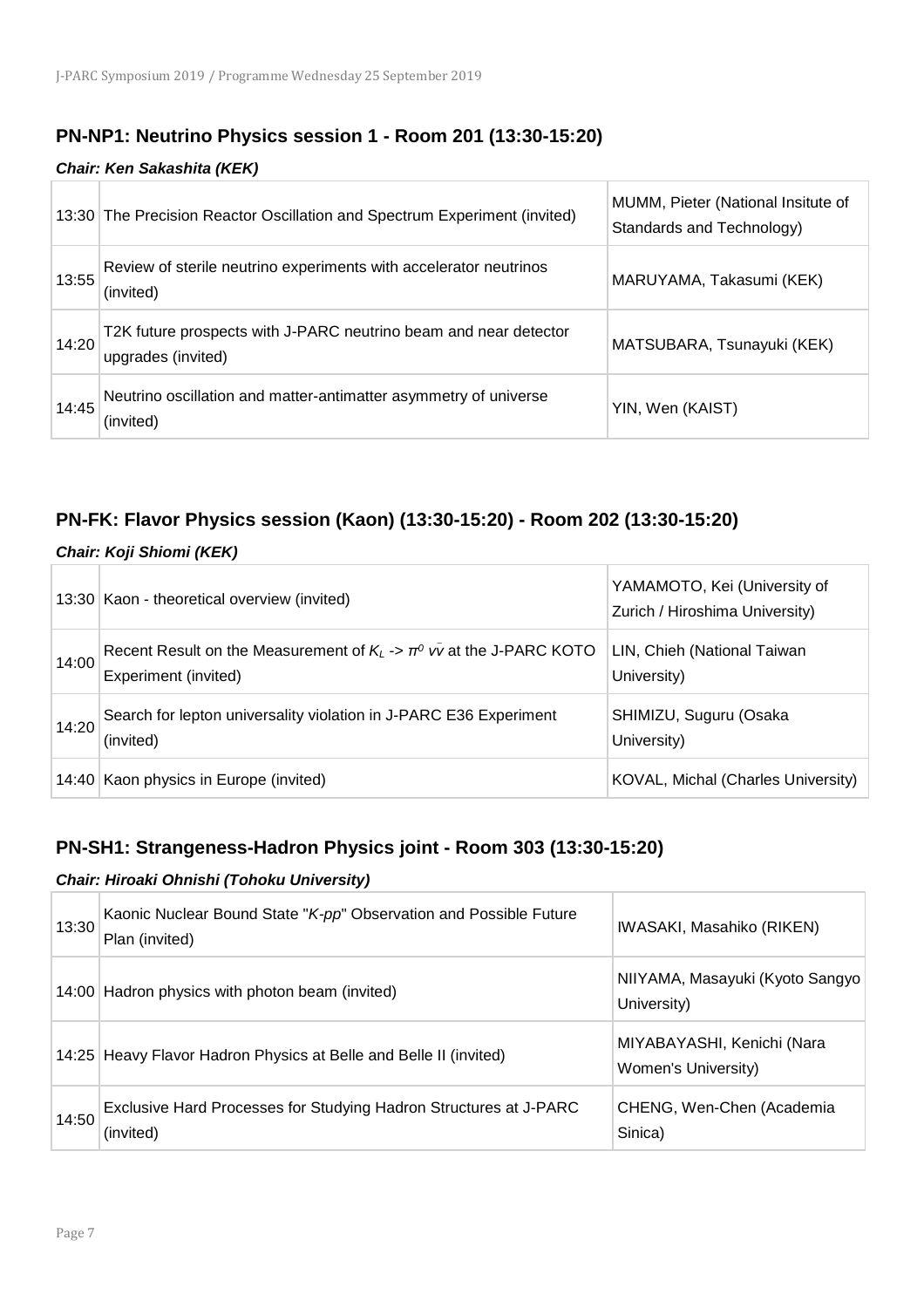## PN-NP1: Neutrino Physics session 1 - Room 201 (13:30-15:20)

***Chair: Ken Sakashita (KEK)***

| | | |
|---|---|---|
| 13:30 | The Precision Reactor Oscillation and Spectrum Experiment (invited) | MUMM, Pieter (National Insitute of Standards and Technology) |
| 13:55 | Review of sterile neutrino experiments with accelerator neutrinos (invited) | MARUYAMA, Takasumi (KEK) |
| 14:20 | T2K future prospects with J-PARC neutrino beam and near detector upgrades (invited) | MATSUBARA, Tsunayuki (KEK) |
| 14:45 | Neutrino oscillation and matter-antimatter asymmetry of universe (invited) | YIN, Wen (KAIST) |

## PN-FK: Flavor Physics session (Kaon) (13:30-15:20) - Room 202 (13:30-15:20)

***Chair: Koji Shiomi (KEK)***

| | | |
|---|---|---|
| 13:30 | Kaon - theoretical overview (invited) | YAMAMOTO, Kei (University of Zurich / Hiroshima University) |
| 14:00 | Recent Result on the Measurement of $K_L \to \pi^0 \nu\bar{\nu}$ at the J-PARC KOTO Experiment (invited) | LIN, Chieh (National Taiwan University) |
| 14:20 | Search for lepton universality violation in J-PARC E36 Experiment (invited) | SHIMIZU, Suguru (Osaka University) |
| 14:40 | Kaon physics in Europe (invited) | KOVAL, Michal (Charles University) |

## PN-SH1: Strangeness-Hadron Physics joint - Room 303 (13:30-15:20)

***Chair: Hiroaki Ohnishi (Tohoku University)***

| | | |
|---|---|---|
| 13:30 | Kaonic Nuclear Bound State "*K-pp*" Observation and Possible Future Plan (invited) | IWASAKI, Masahiko (RIKEN) |
| 14:00 | Hadron physics with photon beam (invited) | NIIYAMA, Masayuki (Kyoto Sangyo University) |
| 14:25 | Heavy Flavor Hadron Physics at Belle and Belle II (invited) | MIYABAYASHI, Kenichi (Nara Women's University) |
| 14:50 | Exclusive Hard Processes for Studying Hadron Structures at J-PARC (invited) | CHENG, Wen-Chen (Academia Sinica) |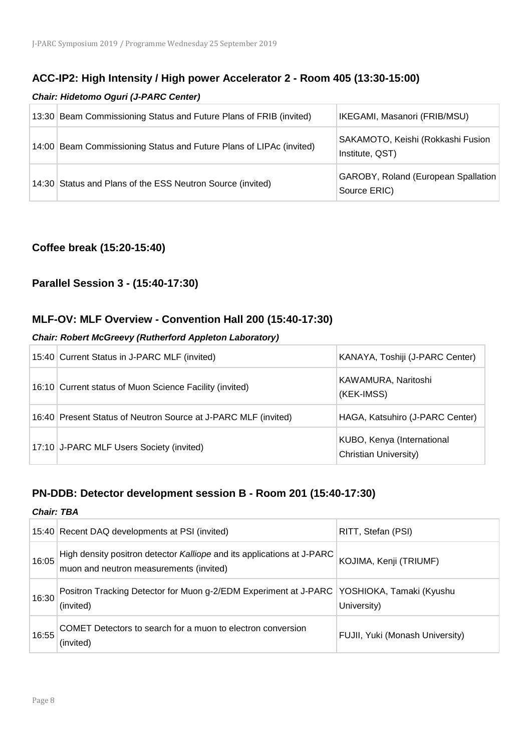### ACC-IP2: High Intensity / High power Accelerator 2 - Room 405 (13:30-15:00)

***Chair: Hidetomo Oguri (J-PARC Center)***

| | | |
|---|---|---|
| 13:30 | Beam Commissioning Status and Future Plans of FRIB (invited) | IKEGAMI, Masanori (FRIB/MSU) |
| 14:00 | Beam Commissioning Status and Future Plans of LIPAc (invited) | SAKAMOTO, Keishi (Rokkashi Fusion Institute, QST) |
| 14:30 | Status and Plans of the ESS Neutron Source (invited) | GAROBY, Roland (European Spallation Source ERIC) |

### Coffee break (15:20-15:40)

### Parallel Session 3 - (15:40-17:30)

### MLF-OV: MLF Overview - Convention Hall 200 (15:40-17:30)

***Chair: Robert McGreevy (Rutherford Appleton Laboratory)***

| | | |
|---|---|---|
| 15:40 | Current Status in J-PARC MLF (invited) | KANAYA, Toshiji (J-PARC Center) |
| 16:10 | Current status of Muon Science Facility (invited) | KAWAMURA, Naritoshi (KEK-IMSS) |
| 16:40 | Present Status of Neutron Source at J-PARC MLF (invited) | HAGA, Katsuhiro (J-PARC Center) |
| 17:10 | J-PARC MLF Users Society (invited) | KUBO, Kenya (International Christian University) |

### PN-DDB: Detector development session B - Room 201 (15:40-17:30)

***Chair: TBA***

| | | |
|---|---|---|
| 15:40 | Recent DAQ developments at PSI (invited) | RITT, Stefan (PSI) |
| 16:05 | High density positron detector *Kalliope* and its applications at J-PARC muon and neutron measurements (invited) | KOJIMA, Kenji (TRIUMF) |
| 16:30 | Positron Tracking Detector for Muon g-2/EDM Experiment at J-PARC (invited) | YOSHIOKA, Tamaki (Kyushu University) |
| 16:55 | COMET Detectors to search for a muon to electron conversion (invited) | FUJII, Yuki (Monash University) |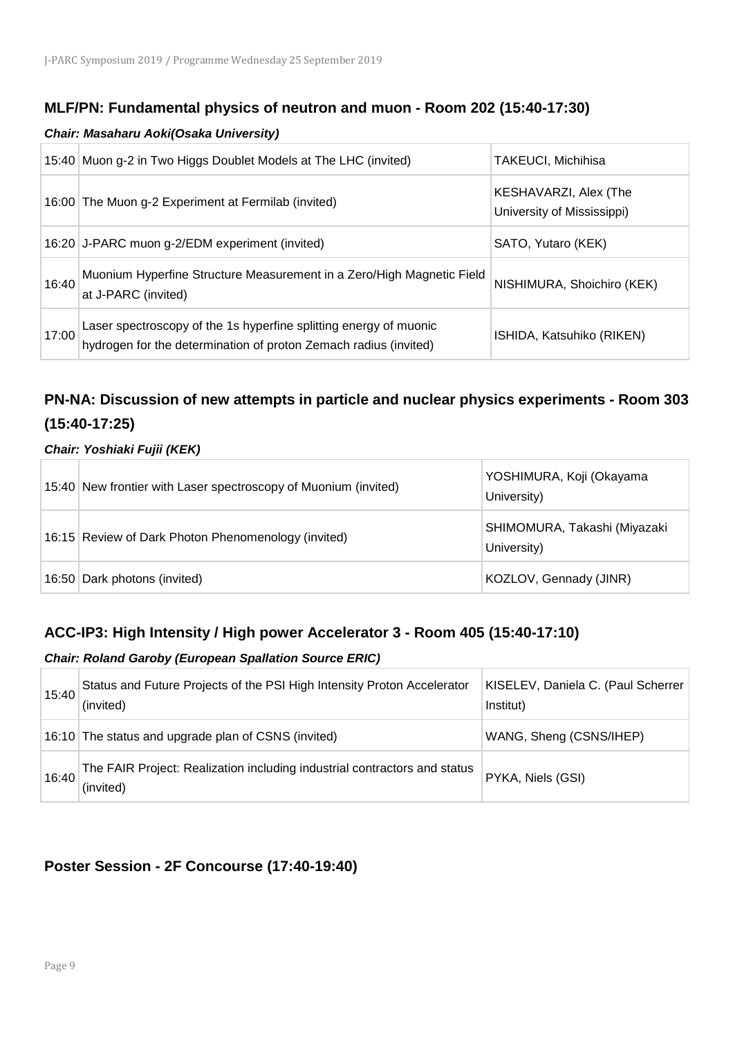### MLF/PN: Fundamental physics of neutron and muon - Room 202 (15:40-17:30)

***Chair: Masaharu Aoki(Osaka University)***

| | | |
|---|---|---|
| 15:40 | Muon g-2 in Two Higgs Doublet Models at The LHC (invited) | TAKEUCI, Michihisa |
| 16:00 | The Muon g-2 Experiment at Fermilab (invited) | KESHAVARZI, Alex (The University of Mississippi) |
| 16:20 | J-PARC muon g-2/EDM experiment (invited) | SATO, Yutaro (KEK) |
| 16:40 | Muonium Hyperfine Structure Measurement in a Zero/High Magnetic Field at J-PARC (invited) | NISHIMURA, Shoichiro (KEK) |
| 17:00 | Laser spectroscopy of the 1s hyperfine splitting energy of muonic hydrogen for the determination of proton Zemach radius (invited) | ISHIDA, Katsuhiko (RIKEN) |

### PN-NA: Discussion of new attempts in particle and nuclear physics experiments - Room 303 (15:40-17:25)

***Chair: Yoshiaki Fujii (KEK)***

| | | |
|---|---|---|
| 15:40 | New frontier with Laser spectroscopy of Muonium (invited) | YOSHIMURA, Koji (Okayama University) |
| 16:15 | Review of Dark Photon Phenomenology (invited) | SHIMOMURA, Takashi (Miyazaki University) |
| 16:50 | Dark photons (invited) | KOZLOV, Gennady (JINR) |

### ACC-IP3: High Intensity / High power Accelerator 3 - Room 405 (15:40-17:10)

***Chair: Roland Garoby (European Spallation Source ERIC)***

| | | |
|---|---|---|
| 15:40 | Status and Future Projects of the PSI High Intensity Proton Accelerator (invited) | KISELEV, Daniela C. (Paul Scherrer Institut) |
| 16:10 | The status and upgrade plan of CSNS (invited) | WANG, Sheng (CSNS/IHEP) |
| 16:40 | The FAIR Project: Realization including industrial contractors and status (invited) | PYKA, Niels (GSI) |

### Poster Session - 2F Concourse (17:40-19:40)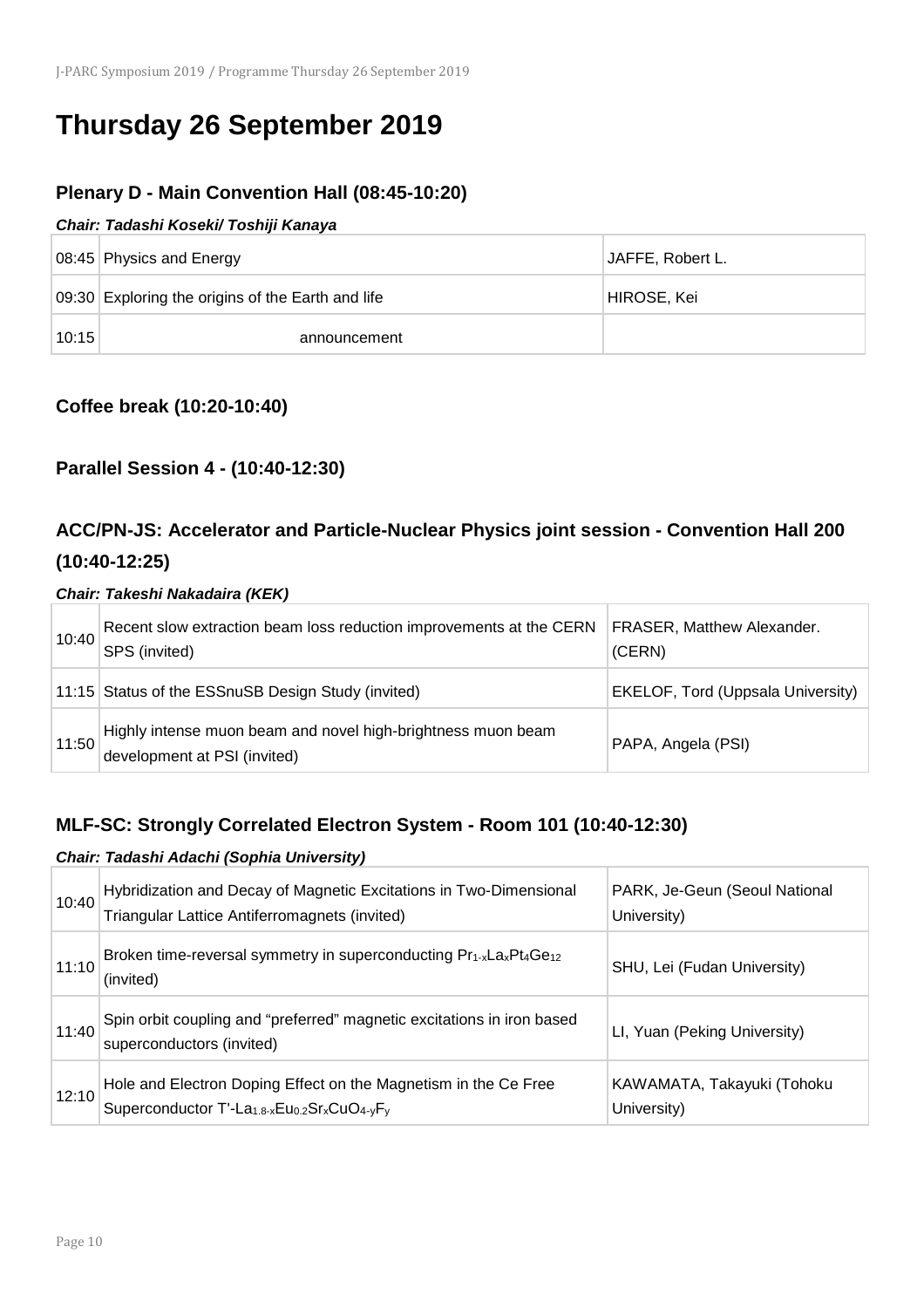# Thursday 26 September 2019

### Plenary D - Main Convention Hall (08:45-10:20)

***Chair: Tadashi Koseki/ Toshiji Kanaya***

| | | |
|---|---|---|
| 08:45 | Physics and Energy | JAFFE, Robert L. |
| 09:30 | Exploring the origins of the Earth and life | HIROSE, Kei |
| 10:15 | announcement | |

### Coffee break (10:20-10:40)

### Parallel Session 4 - (10:40-12:30)

### ACC/PN-JS: Accelerator and Particle-Nuclear Physics joint session - Convention Hall 200 (10:40-12:25)

***Chair: Takeshi Nakadaira (KEK)***

| | | |
|---|---|---|
| 10:40 | Recent slow extraction beam loss reduction improvements at the CERN SPS (invited) | FRASER, Matthew Alexander. (CERN) |
| 11:15 | Status of the ESSnuSB Design Study (invited) | EKELOF, Tord (Uppsala University) |
| 11:50 | Highly intense muon beam and novel high-brightness muon beam development at PSI (invited) | PAPA, Angela (PSI) |

### MLF-SC: Strongly Correlated Electron System - Room 101 (10:40-12:30)

***Chair: Tadashi Adachi (Sophia University)***

| | | |
|---|---|---|
| 10:40 | Hybridization and Decay of Magnetic Excitations in Two-Dimensional Triangular Lattice Antiferromagnets (invited) | PARK, Je-Geun (Seoul National University) |
| 11:10 | Broken time-reversal symmetry in superconducting $Pr_{1-x}La_xPt_4Ge_{12}$ (invited) | SHU, Lei (Fudan University) |
| 11:40 | Spin orbit coupling and “preferred” magnetic excitations in iron based superconductors (invited) | LI, Yuan (Peking University) |
| 12:10 | Hole and Electron Doping Effect on the Magnetism in the Ce Free Superconductor T'-$La_{1.8-x}Eu_{0.2}Sr_xCuO_{4-y}F_y$ | KAWAMATA, Takayuki (Tohoku University) |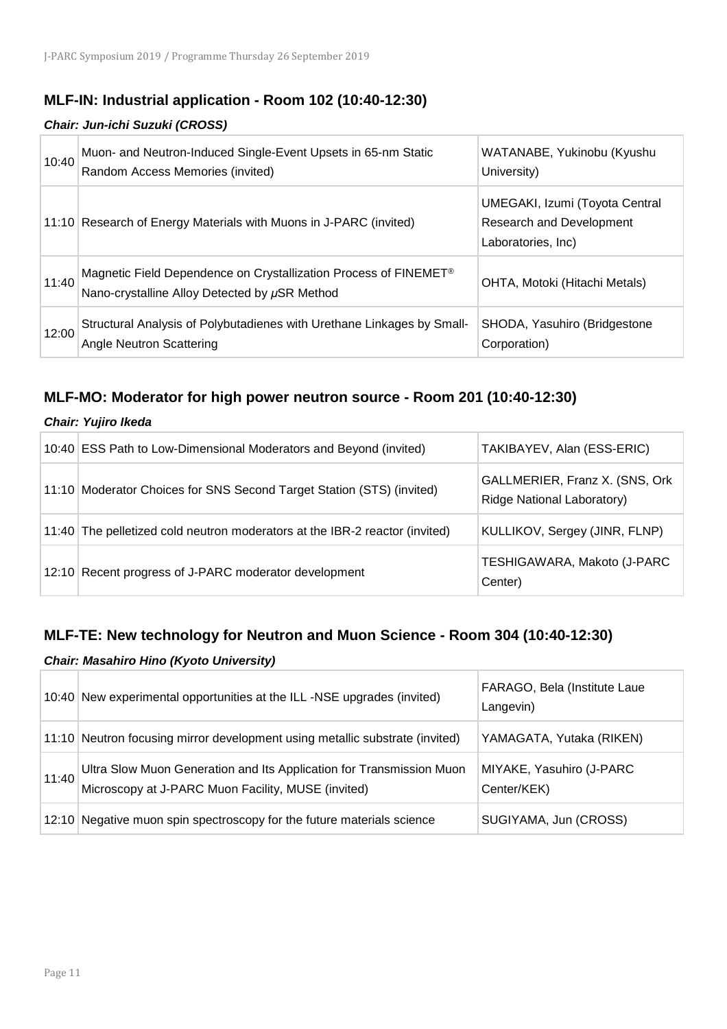## MLF-IN: Industrial application - Room 102 (10:40-12:30)

***Chair: Jun-ichi Suzuki (CROSS)***

| | | |
|---|---|---|
| 10:40 | Muon- and Neutron-Induced Single-Event Upsets in 65-nm Static Random Access Memories (invited) | WATANABE, Yukinobu (Kyushu University) |
| 11:10 | Research of Energy Materials with Muons in J-PARC (invited) | UMEGAKI, Izumi (Toyota Central Research and Development Laboratories, Inc) |
| 11:40 | Magnetic Field Dependence on Crystallization Process of FINEMET® Nano-crystalline Alloy Detected by $\mu$SR Method | OHTA, Motoki (Hitachi Metals) |
| 12:00 | Structural Analysis of Polybutadienes with Urethane Linkages by Small-Angle Neutron Scattering | SHODA, Yasuhiro (Bridgestone Corporation) |

## MLF-MO: Moderator for high power neutron source - Room 201 (10:40-12:30)

***Chair: Yujiro Ikeda***

| | | |
|---|---|---|
| 10:40 | ESS Path to Low-Dimensional Moderators and Beyond (invited) | TAKIBAYEV, Alan (ESS-ERIC) |
| 11:10 | Moderator Choices for SNS Second Target Station (STS) (invited) | GALLMERIER, Franz X. (SNS, Ork Ridge National Laboratory) |
| 11:40 | The pelletized cold neutron moderators at the IBR-2 reactor (invited) | KULLIKOV, Sergey (JINR, FLNP) |
| 12:10 | Recent progress of J-PARC moderator development | TESHIGAWARA, Makoto (J-PARC Center) |

## MLF-TE: New technology for Neutron and Muon Science - Room 304 (10:40-12:30)

***Chair: Masahiro Hino (Kyoto University)***

| | | |
|---|---|---|
| 10:40 | New experimental opportunities at the ILL -NSE upgrades (invited) | FARAGO, Bela (Institute Laue Langevin) |
| 11:10 | Neutron focusing mirror development using metallic substrate (invited) | YAMAGATA, Yutaka (RIKEN) |
| 11:40 | Ultra Slow Muon Generation and Its Application for Transmission Muon Microscopy at J-PARC Muon Facility, MUSE (invited) | MIYAKE, Yasuhiro (J-PARC Center/KEK) |
| 12:10 | Negative muon spin spectroscopy for the future materials science | SUGIYAMA, Jun (CROSS) |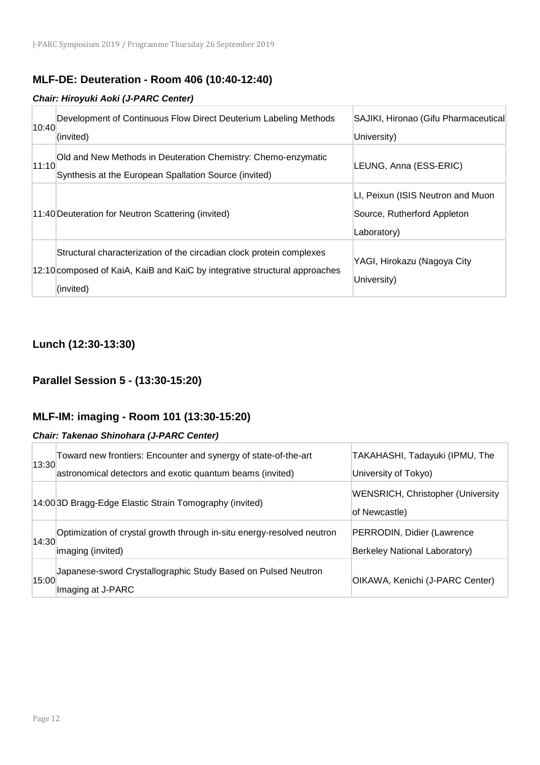## MLF-DE: Deuteration - Room 406 (10:40-12:40)

***Chair: Hiroyuki Aoki (J-PARC Center)***

| | | |
|---|---|---|
| 10:40 | Development of Continuous Flow Direct Deuterium Labeling Methods (invited) | SAJIKI, Hironao (Gifu Pharmaceutical University) |
| 11:10 | Old and New Methods in Deuteration Chemistry: Chemo-enzymatic Synthesis at the European Spallation Source (invited) | LEUNG, Anna (ESS-ERIC) |
| 11:40 | Deuteration for Neutron Scattering (invited) | LI, Peixun (ISIS Neutron and Muon Source, Rutherford Appleton Laboratory) |
| 12:10 | Structural characterization of the circadian clock protein complexes composed of KaiA, KaiB and KaiC by integrative structural approaches (invited) | YAGI, Hirokazu (Nagoya City University) |

## Lunch (12:30-13:30)

## Parallel Session 5 - (13:30-15:20)

## MLF-IM: imaging - Room 101 (13:30-15:20)

***Chair: Takenao Shinohara (J-PARC Center)***

| | | |
|---|---|---|
| 13:30 | Toward new frontiers: Encounter and synergy of state-of-the-art astronomical detectors and exotic quantum beams (invited) | TAKAHASHI, Tadayuki (IPMU, The University of Tokyo) |
| 14:00 | 3D Bragg-Edge Elastic Strain Tomography (invited) | WENSRICH, Christopher (University of Newcastle) |
| 14:30 | Optimization of crystal growth through in-situ energy-resolved neutron imaging (invited) | PERRODIN, Didier (Lawrence Berkeley National Laboratory) |
| 15:00 | Japanese-sword Crystallographic Study Based on Pulsed Neutron Imaging at J-PARC | OIKAWA, Kenichi (J-PARC Center) |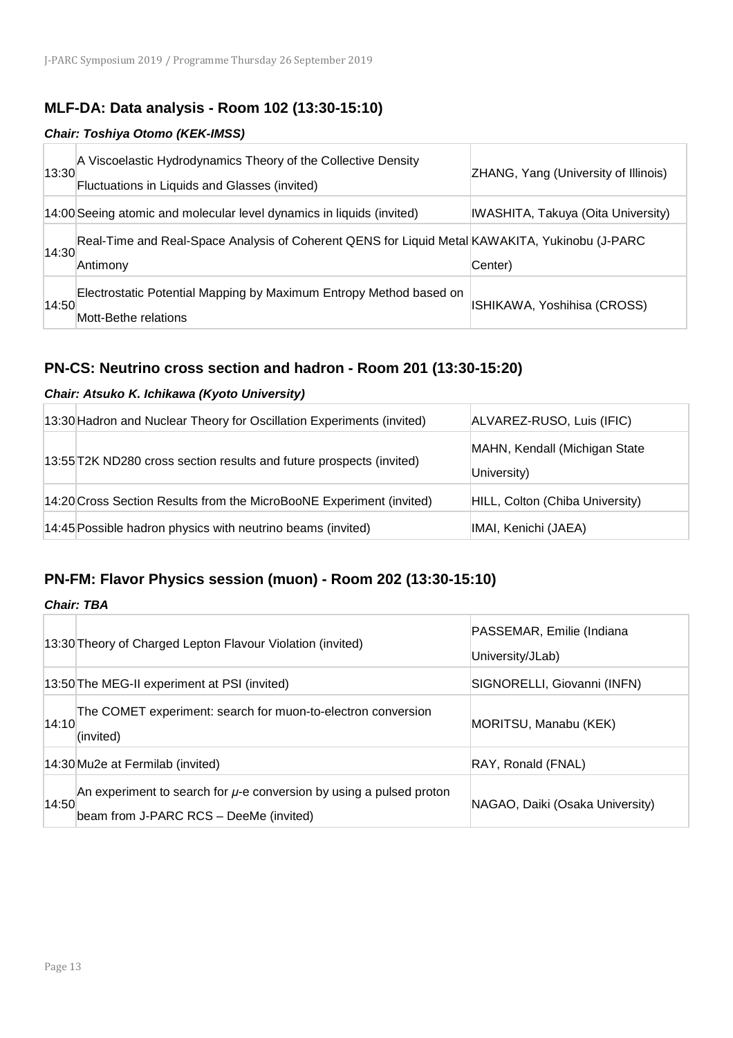## MLF-DA: Data analysis - Room 102 (13:30-15:10)

### *Chair: Toshiya Otomo (KEK-IMSS)*

| | | |
|---|---|---|
| 13:30 | A Viscoelastic Hydrodynamics Theory of the Collective Density Fluctuations in Liquids and Glasses (invited) | ZHANG, Yang (University of Illinois) |
| 14:00 | Seeing atomic and molecular level dynamics in liquids (invited) | IWASHITA, Takuya (Oita University) |
| 14:30 | Real-Time and Real-Space Analysis of Coherent QENS for Liquid Metal Antimony | KAWAKITA, Yukinobu (J-PARC Center) |
| 14:50 | Electrostatic Potential Mapping by Maximum Entropy Method based on Mott-Bethe relations | ISHIKAWA, Yoshihisa (CROSS) |

## PN-CS: Neutrino cross section and hadron - Room 201 (13:30-15:20)

### *Chair: Atsuko K. Ichikawa (Kyoto University)*

| | | |
|---|---|---|
| 13:30 | Hadron and Nuclear Theory for Oscillation Experiments (invited) | ALVAREZ-RUSO, Luis (IFIC) |
| 13:55 | T2K ND280 cross section results and future prospects (invited) | MAHN, Kendall (Michigan State University) |
| 14:20 | Cross Section Results from the MicroBooNE Experiment (invited) | HILL, Colton (Chiba University) |
| 14:45 | Possible hadron physics with neutrino beams (invited) | IMAI, Kenichi (JAEA) |

## PN-FM: Flavor Physics session (muon) - Room 202 (13:30-15:10)

### *Chair: TBA*

| | | |
|---|---|---|
| 13:30 | Theory of Charged Lepton Flavour Violation (invited) | PASSEMAR, Emilie (Indiana University/JLab) |
| 13:50 | The MEG-II experiment at PSI (invited) | SIGNORELLI, Giovanni (INFN) |
| 14:10 | The COMET experiment: search for muon-to-electron conversion (invited) | MORITSU, Manabu (KEK) |
| 14:30 | Mu2e at Fermilab (invited) | RAY, Ronald (FNAL) |
| 14:50 | An experiment to search for $\mu$-e conversion by using a pulsed proton beam from J-PARC RCS – DeeMe (invited) | NAGAO, Daiki (Osaka University) |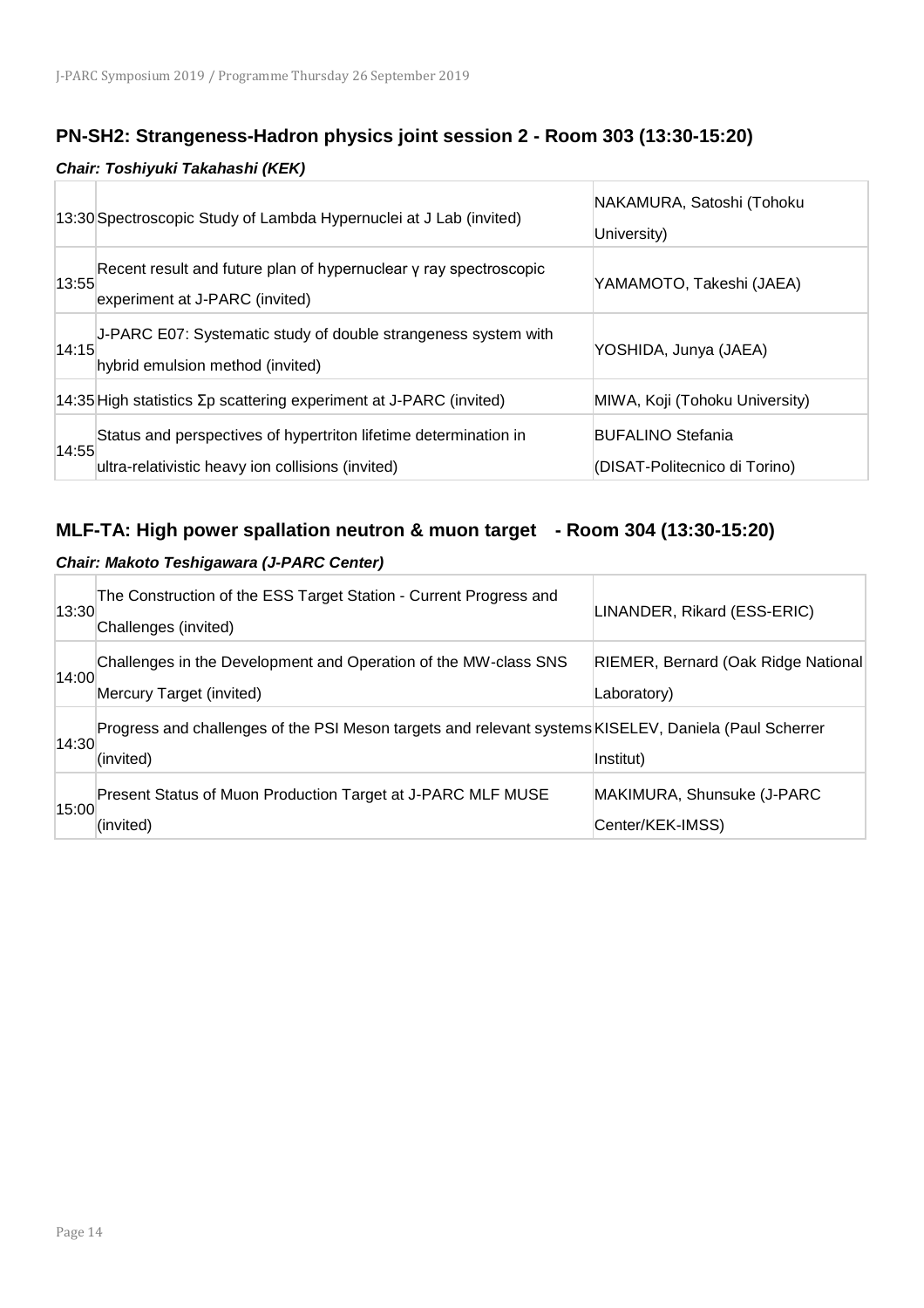## PN-SH2: Strangeness-Hadron physics joint session 2 - Room 303 (13:30-15:20)

### *Chair: Toshiyuki Takahashi (KEK)*

| | | |
|---|---|---|
| 13:30 | Spectroscopic Study of Lambda Hypernuclei at J Lab (invited) | NAKAMURA, Satoshi (Tohoku University) |
| 13:55 | Recent result and future plan of hypernuclear γ ray spectroscopic experiment at J-PARC (invited) | YAMAMOTO, Takeshi (JAEA) |
| 14:15 | J-PARC E07: Systematic study of double strangeness system with hybrid emulsion method (invited) | YOSHIDA, Junya (JAEA) |
| 14:35 | High statistics Σp scattering experiment at J-PARC (invited) | MIWA, Koji (Tohoku University) |
| 14:55 | Status and perspectives of hypertriton lifetime determination in ultra-relativistic heavy ion collisions (invited) | BUFALINO Stefania (DISAT-Politecnico di Torino) |

## MLF-TA: High power spallation neutron & muon target - Room 304 (13:30-15:20)

### *Chair: Makoto Teshigawara (J-PARC Center)*

| | | |
|---|---|---|
| 13:30 | The Construction of the ESS Target Station - Current Progress and Challenges (invited) | LINANDER, Rikard (ESS-ERIC) |
| 14:00 | Challenges in the Development and Operation of the MW-class SNS Mercury Target (invited) | RIEMER, Bernard (Oak Ridge National Laboratory) |
| 14:30 | Progress and challenges of the PSI Meson targets and relevant systems (invited) | KISELEV, Daniela (Paul Scherrer Institut) |
| 15:00 | Present Status of Muon Production Target at J-PARC MLF MUSE (invited) | MAKIMURA, Shunsuke (J-PARC Center/KEK-IMSS) |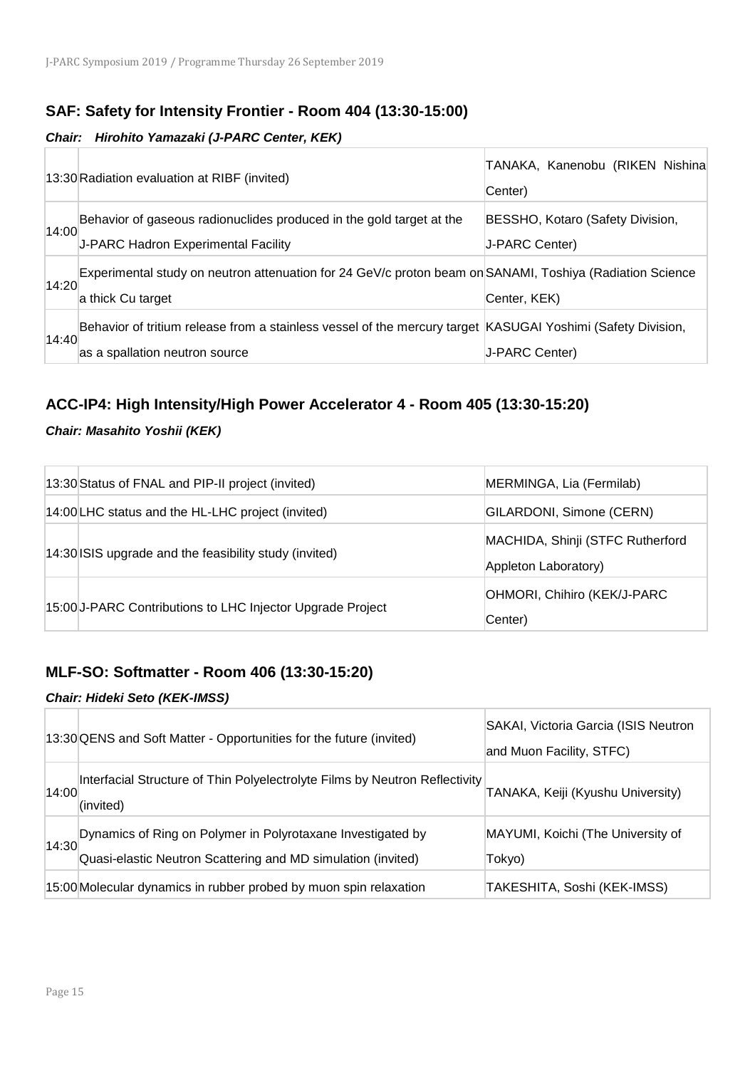## SAF: Safety for Intensity Frontier - Room 404 (13:30-15:00)

***Chair: Hirohito Yamazaki (J-PARC Center, KEK)***

| | | |
|---|---|---|
| 13:30 | Radiation evaluation at RIBF (invited) | TANAKA, Kanenobu (RIKEN Nishina Center) |
| 14:00 | Behavior of gaseous radionuclides produced in the gold target at the J-PARC Hadron Experimental Facility | BESSHO, Kotaro (Safety Division, J-PARC Center) |
| 14:20 | Experimental study on neutron attenuation for 24 GeV/c proton beam on a thick Cu target | SANAMI, Toshiya (Radiation Science Center, KEK) |
| 14:40 | Behavior of tritium release from a stainless vessel of the mercury target as a spallation neutron source | KASUGAI Yoshimi (Safety Division, J-PARC Center) |

## ACC-IP4: High Intensity/High Power Accelerator 4 - Room 405 (13:30-15:20)

***Chair: Masahito Yoshii (KEK)***

| | | |
|---|---|---|
| 13:30 | Status of FNAL and PIP-II project (invited) | MERMINGA, Lia (Fermilab) |
| 14:00 | LHC status and the HL-LHC project (invited) | GILARDONI, Simone (CERN) |
| 14:30 | ISIS upgrade and the feasibility study (invited) | MACHIDA, Shinji (STFC Rutherford Appleton Laboratory) |
| 15:00 | J-PARC Contributions to LHC Injector Upgrade Project | OHMORI, Chihiro (KEK/J-PARC Center) |

## MLF-SO: Softmatter - Room 406 (13:30-15:20)

***Chair: Hideki Seto (KEK-IMSS)***

| | | |
|---|---|---|
| 13:30 | QENS and Soft Matter - Opportunities for the future (invited) | SAKAI, Victoria Garcia (ISIS Neutron and Muon Facility, STFC) |
| 14:00 | Interfacial Structure of Thin Polyelectrolyte Films by Neutron Reflectivity (invited) | TANAKA, Keiji (Kyushu University) |
| 14:30 | Dynamics of Ring on Polymer in Polyrotaxane Investigated by Quasi-elastic Neutron Scattering and MD simulation (invited) | MAYUMI, Koichi (The University of Tokyo) |
| 15:00 | Molecular dynamics in rubber probed by muon spin relaxation | TAKESHITA, Soshi (KEK-IMSS) |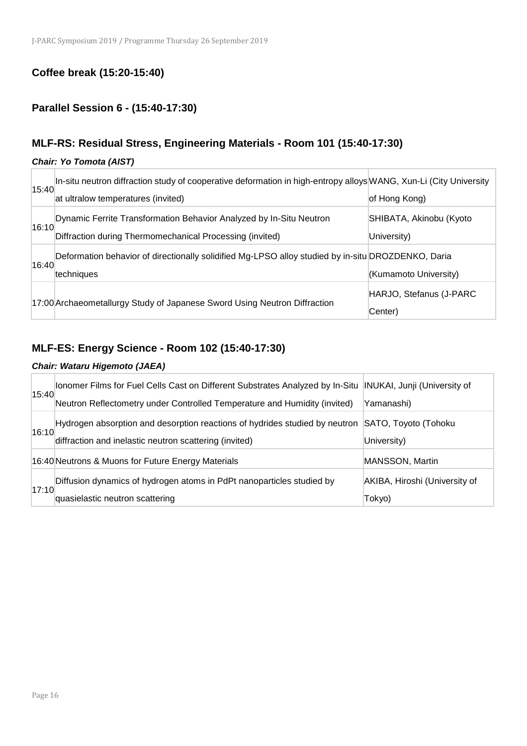### Coffee break (15:20-15:40)

### Parallel Session 6 - (15:40-17:30)

### MLF-RS: Residual Stress, Engineering Materials - Room 101 (15:40-17:30)

***Chair: Yo Tomota (AIST)***

| | | |
|---|---|---|
| 15:40 | In-situ neutron diffraction study of cooperative deformation in high-entropy alloys at ultralow temperatures (invited) | WANG, Xun-Li (City University of Hong Kong) |
| 16:10 | Dynamic Ferrite Transformation Behavior Analyzed by In-Situ Neutron Diffraction during Thermomechanical Processing (invited) | SHIBATA, Akinobu (Kyoto University) |
| 16:40 | Deformation behavior of directionally solidified Mg-LPSO alloy studied by in-situ techniques | DROZDENKO, Daria (Kumamoto University) |
| 17:00 | Archaeometallurgy Study of Japanese Sword Using Neutron Diffraction | HARJO, Stefanus (J-PARC Center) |

### MLF-ES: Energy Science - Room 102 (15:40-17:30)

***Chair: Wataru Higemoto (JAEA)***

| | | |
|---|---|---|
| 15:40 | Ionomer Films for Fuel Cells Cast on Different Substrates Analyzed by In-Situ Neutron Reflectometry under Controlled Temperature and Humidity (invited) | INUKAI, Junji (University of Yamanashi) |
| 16:10 | Hydrogen absorption and desorption reactions of hydrides studied by neutron diffraction and inelastic neutron scattering (invited) | SATO, Toyoto (Tohoku University) |
| 16:40 | Neutrons & Muons for Future Energy Materials | MANSSON, Martin |
| 17:10 | Diffusion dynamics of hydrogen atoms in PdPt nanoparticles studied by quasielastic neutron scattering | AKIBA, Hiroshi (University of Tokyo) |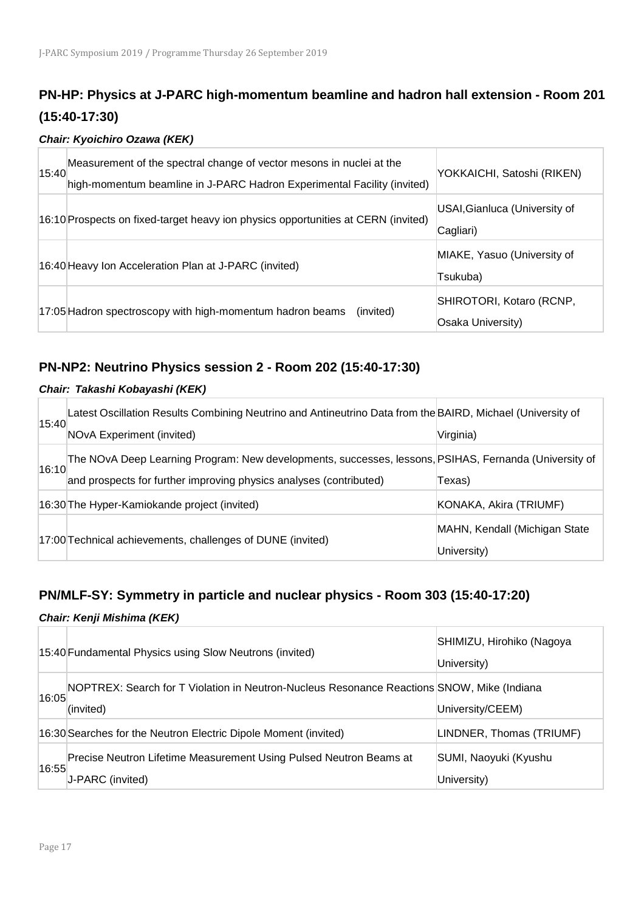## PN-HP: Physics at J-PARC high-momentum beamline and hadron hall extension - Room 201 (15:40-17:30)

***Chair: Kyoichiro Ozawa (KEK)***

| | | |
|---|---|---|
| 15:40 | Measurement of the spectral change of vector mesons in nuclei at the high-momentum beamline in J-PARC Hadron Experimental Facility (invited) | YOKKAICHI, Satoshi (RIKEN) |
| 16:10 | Prospects on fixed-target heavy ion physics opportunities at CERN (invited) | USAI,Gianluca (University of Cagliari) |
| 16:40 | Heavy Ion Acceleration Plan at J-PARC (invited) | MIAKE, Yasuo (University of Tsukuba) |
| 17:05 | Hadron spectroscopy with high-momentum hadron beams (invited) | SHIROTORI, Kotaro (RCNP, Osaka University) |

## PN-NP2: Neutrino Physics session 2 - Room 202 (15:40-17:30)

***Chair: Takashi Kobayashi (KEK)***

| | | |
|---|---|---|
| 15:40 | Latest Oscillation Results Combining Neutrino and Antineutrino Data from the NOvA Experiment (invited) | BAIRD, Michael (University of Virginia) |
| 16:10 | The NOvA Deep Learning Program: New developments, successes, lessons, and prospects for further improving physics analyses (contributed) | PSIHAS, Fernanda (University of Texas) |
| 16:30 | The Hyper-Kamiokande project (invited) | KONAKA, Akira (TRIUMF) |
| 17:00 | Technical achievements, challenges of DUNE (invited) | MAHN, Kendall (Michigan State University) |

## PN/MLF-SY: Symmetry in particle and nuclear physics - Room 303 (15:40-17:20)

***Chair: Kenji Mishima (KEK)***

| | | |
|---|---|---|
| 15:40 | Fundamental Physics using Slow Neutrons (invited) | SHIMIZU, Hirohiko (Nagoya University) |
| 16:05 | NOPTREX: Search for T Violation in Neutron-Nucleus Resonance Reactions (invited) | SNOW, Mike (Indiana University/CEEM) |
| 16:30 | Searches for the Neutron Electric Dipole Moment (invited) | LINDNER, Thomas (TRIUMF) |
| 16:55 | Precise Neutron Lifetime Measurement Using Pulsed Neutron Beams at J-PARC (invited) | SUMI, Naoyuki (Kyushu University) |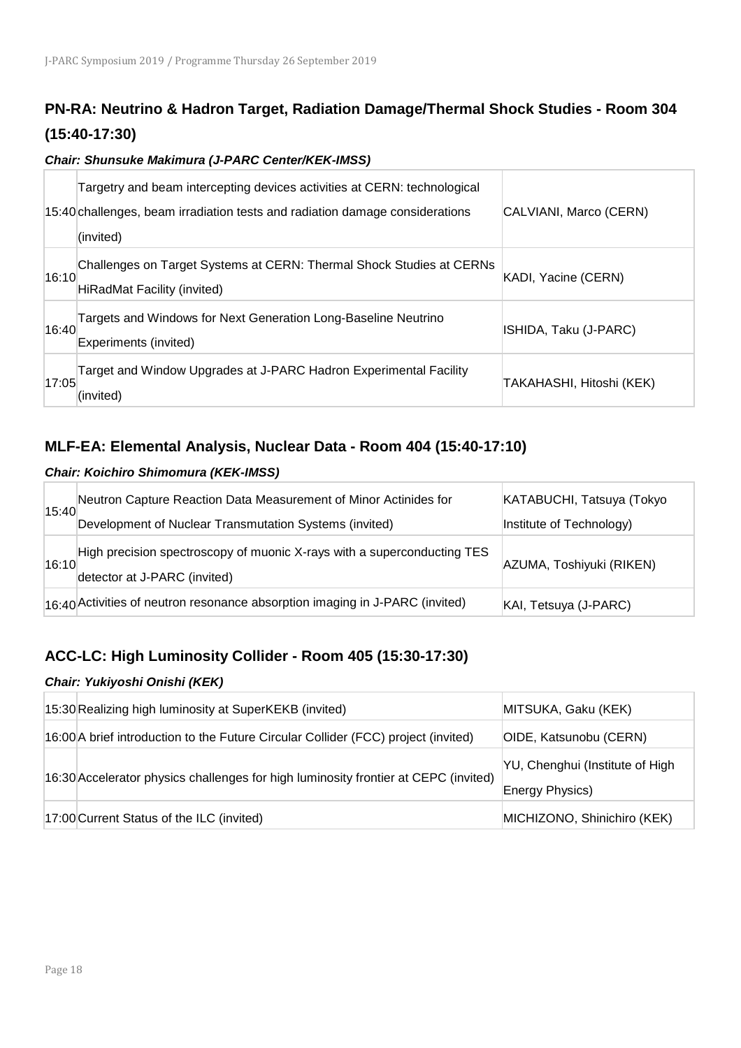## PN-RA: Neutrino & Hadron Target, Radiation Damage/Thermal Shock Studies - Room 304 (15:40-17:30)

***Chair: Shunsuke Makimura (J-PARC Center/KEK-IMSS)***

| | | |
|---|---|---|
| 15:40 | Targetry and beam intercepting devices activities at CERN: technological challenges, beam irradiation tests and radiation damage considerations (invited) | CALVIANI, Marco (CERN) |
| 16:10 | Challenges on Target Systems at CERN: Thermal Shock Studies at CERNs HiRadMat Facility (invited) | KADI, Yacine (CERN) |
| 16:40 | Targets and Windows for Next Generation Long-Baseline Neutrino Experiments (invited) | ISHIDA, Taku (J-PARC) |
| 17:05 | Target and Window Upgrades at J-PARC Hadron Experimental Facility (invited) | TAKAHASHI, Hitoshi (KEK) |

## MLF-EA: Elemental Analysis, Nuclear Data - Room 404 (15:40-17:10)

***Chair: Koichiro Shimomura (KEK-IMSS)***

| | | |
|---|---|---|
| 15:40 | Neutron Capture Reaction Data Measurement of Minor Actinides for Development of Nuclear Transmutation Systems (invited) | KATABUCHI, Tatsuya (Tokyo Institute of Technology) |
| 16:10 | High precision spectroscopy of muonic X-rays with a superconducting TES detector at J-PARC (invited) | AZUMA, Toshiyuki (RIKEN) |
| 16:40 | Activities of neutron resonance absorption imaging in J-PARC (invited) | KAI, Tetsuya (J-PARC) |

## ACC-LC: High Luminosity Collider - Room 405 (15:30-17:30)

***Chair: Yukiyoshi Onishi (KEK)***

| | | |
|---|---|---|
| 15:30 | Realizing high luminosity at SuperKEKB (invited) | MITSUKA, Gaku (KEK) |
| 16:00 | A brief introduction to the Future Circular Collider (FCC) project (invited) | OIDE, Katsunobu (CERN) |
| 16:30 | Accelerator physics challenges for high luminosity frontier at CEPC (invited) | YU, Chenghui (Institute of High Energy Physics) |
| 17:00 | Current Status of the ILC (invited) | MICHIZONO, Shinichiro (KEK) |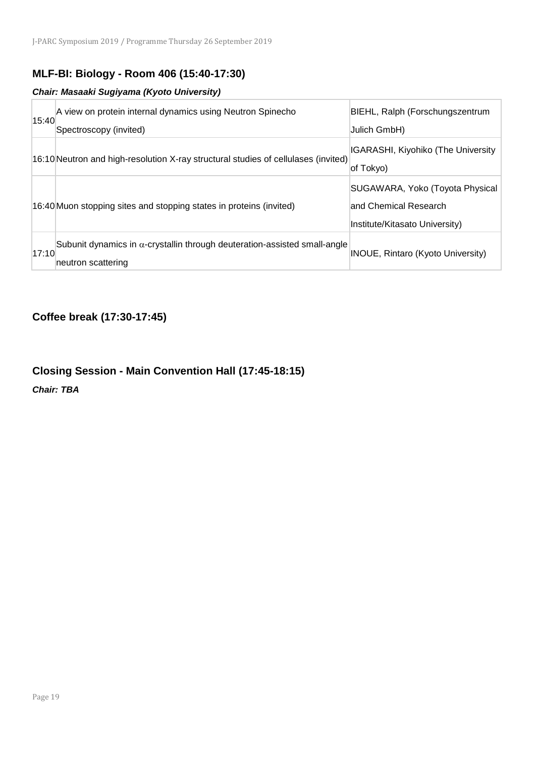## MLF-BI: Biology - Room 406 (15:40-17:30)

***Chair: Masaaki Sugiyama (Kyoto University)***

| | | |
|---|---|---|
| 15:40 | A view on protein internal dynamics using Neutron Spinecho Spectroscopy (invited) | BIEHL, Ralph (Forschungszentrum Julich GmbH) |
| 16:10 | Neutron and high-resolution X-ray structural studies of cellulases (invited) | IGARASHI, Kiyohiko (The University of Tokyo) |
| 16:40 | Muon stopping sites and stopping states in proteins (invited) | SUGAWARA, Yoko (Toyota Physical and Chemical Research Institute/Kitasato University) |
| 17:10 | Subunit dynamics in $\alpha$-crystallin through deuteration-assisted small-angle neutron scattering | INOUE, Rintaro (Kyoto University) |

## Coffee break (17:30-17:45)

## Closing Session - Main Convention Hall (17:45-18:15)

***Chair: TBA***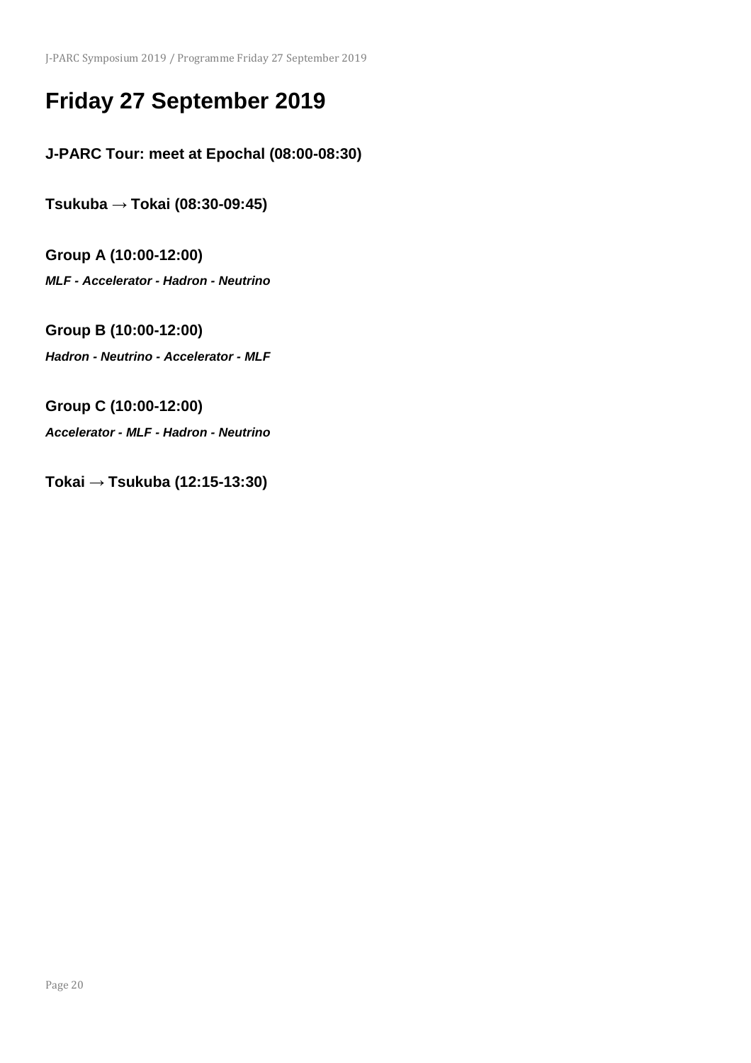# Friday 27 September 2019

**J-PARC Tour: meet at Epochal (08:00-08:30)**

**Tsukuba → Tokai (08:30-09:45)**

**Group A (10:00-12:00)**

***MLF - Accelerator - Hadron - Neutrino***

**Group B (10:00-12:00)**

***Hadron - Neutrino - Accelerator - MLF***

**Group C (10:00-12:00)**

***Accelerator - MLF - Hadron - Neutrino***

**Tokai → Tsukuba (12:15-13:30)**